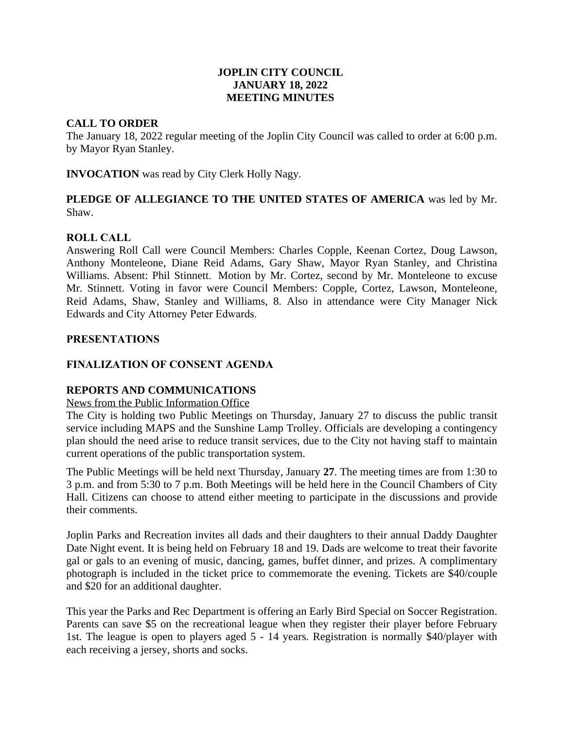# JOPLIN CITY COUNCIL
# JANUARY 18, 2022
# MEETING MINUTES

## CALL TO ORDER

The January 18, 2022 regular meeting of the Joplin City Council was called to order at 6:00 p.m. by Mayor Ryan Stanley.

**INVOCATION** was read by City Clerk Holly Nagy.

**PLEDGE OF ALLEGIANCE TO THE UNITED STATES OF AMERICA** was led by Mr. Shaw.

## ROLL CALL

Answering Roll Call were Council Members: Charles Copple, Keenan Cortez, Doug Lawson, Anthony Monteleone, Diane Reid Adams, Gary Shaw, Mayor Ryan Stanley, and Christina Williams. Absent: Phil Stinnett. Motion by Mr. Cortez, second by Mr. Monteleone to excuse Mr. Stinnett. Voting in favor were Council Members: Copple, Cortez, Lawson, Monteleone, Reid Adams, Shaw, Stanley and Williams, 8. Also in attendance were City Manager Nick Edwards and City Attorney Peter Edwards.

## PRESENTATIONS

## FINALIZATION OF CONSENT AGENDA

## REPORTS AND COMMUNICATIONS

News from the Public Information Office

The City is holding two Public Meetings on Thursday, January 27 to discuss the public transit service including MAPS and the Sunshine Lamp Trolley. Officials are developing a contingency plan should the need arise to reduce transit services, due to the City not having staff to maintain current operations of the public transportation system.

The Public Meetings will be held next Thursday, January **27**. The meeting times are from 1:30 to 3 p.m. and from 5:30 to 7 p.m. Both Meetings will be held here in the Council Chambers of City Hall. Citizens can choose to attend either meeting to participate in the discussions and provide their comments.

Joplin Parks and Recreation invites all dads and their daughters to their annual Daddy Daughter Date Night event. It is being held on February 18 and 19. Dads are welcome to treat their favorite gal or gals to an evening of music, dancing, games, buffet dinner, and prizes. A complimentary photograph is included in the ticket price to commemorate the evening. Tickets are $40/couple and $20 for an additional daughter.

This year the Parks and Rec Department is offering an Early Bird Special on Soccer Registration. Parents can save $5 on the recreational league when they register their player before February 1st. The league is open to players aged 5 - 14 years. Registration is normally $40/player with each receiving a jersey, shorts and socks.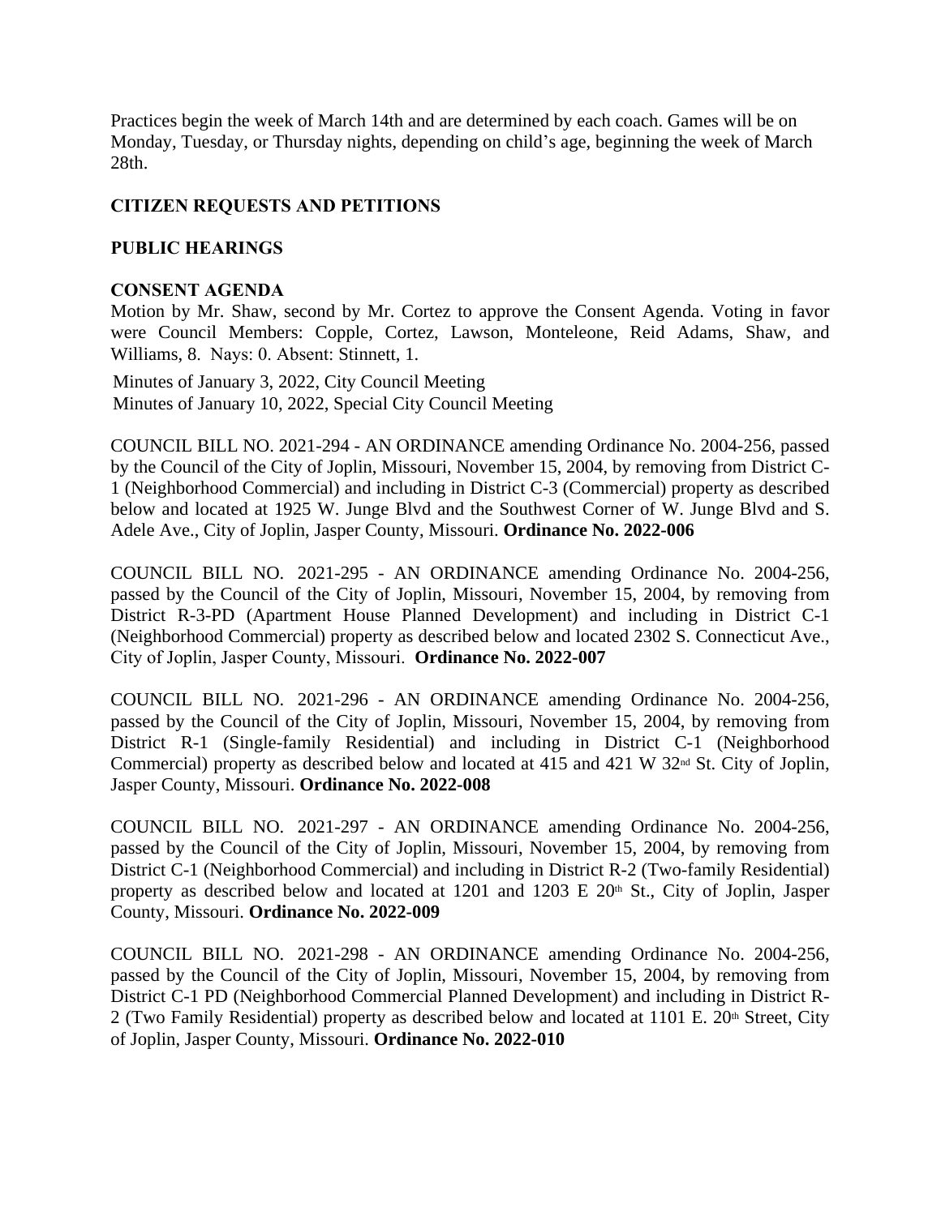Practices begin the week of March 14th and are determined by each coach. Games will be on Monday, Tuesday, or Thursday nights, depending on child's age, beginning the week of March 28th.

### CITIZEN REQUESTS AND PETITIONS

### PUBLIC HEARINGS

### CONSENT AGENDA

Motion by Mr. Shaw, second by Mr. Cortez to approve the Consent Agenda. Voting in favor were Council Members: Copple, Cortez, Lawson, Monteleone, Reid Adams, Shaw, and Williams, 8. Nays: 0. Absent: Stinnett, 1.

Minutes of January 3, 2022, City Council Meeting
Minutes of January 10, 2022, Special City Council Meeting

COUNCIL BILL NO. 2021-294 - AN ORDINANCE amending Ordinance No. 2004-256, passed by the Council of the City of Joplin, Missouri, November 15, 2004, by removing from District C-1 (Neighborhood Commercial) and including in District C-3 (Commercial) property as described below and located at 1925 W. Junge Blvd and the Southwest Corner of W. Junge Blvd and S. Adele Ave., City of Joplin, Jasper County, Missouri. **Ordinance No. 2022-006**

COUNCIL BILL NO. 2021-295 - AN ORDINANCE amending Ordinance No. 2004-256, passed by the Council of the City of Joplin, Missouri, November 15, 2004, by removing from District R-3-PD (Apartment House Planned Development) and including in District C-1 (Neighborhood Commercial) property as described below and located 2302 S. Connecticut Ave., City of Joplin, Jasper County, Missouri. **Ordinance No. 2022-007**

COUNCIL BILL NO. 2021-296 - AN ORDINANCE amending Ordinance No. 2004-256, passed by the Council of the City of Joplin, Missouri, November 15, 2004, by removing from District R-1 (Single-family Residential) and including in District C-1 (Neighborhood Commercial) property as described below and located at 415 and 421 W 32nd St. City of Joplin, Jasper County, Missouri. **Ordinance No. 2022-008**

COUNCIL BILL NO. 2021-297 - AN ORDINANCE amending Ordinance No. 2004-256, passed by the Council of the City of Joplin, Missouri, November 15, 2004, by removing from District C-1 (Neighborhood Commercial) and including in District R-2 (Two-family Residential) property as described below and located at 1201 and 1203 E 20th St., City of Joplin, Jasper County, Missouri. **Ordinance No. 2022-009**

COUNCIL BILL NO. 2021-298 - AN ORDINANCE amending Ordinance No. 2004-256, passed by the Council of the City of Joplin, Missouri, November 15, 2004, by removing from District C-1 PD (Neighborhood Commercial Planned Development) and including in District R-2 (Two Family Residential) property as described below and located at 1101 E. 20th Street, City of Joplin, Jasper County, Missouri. **Ordinance No. 2022-010**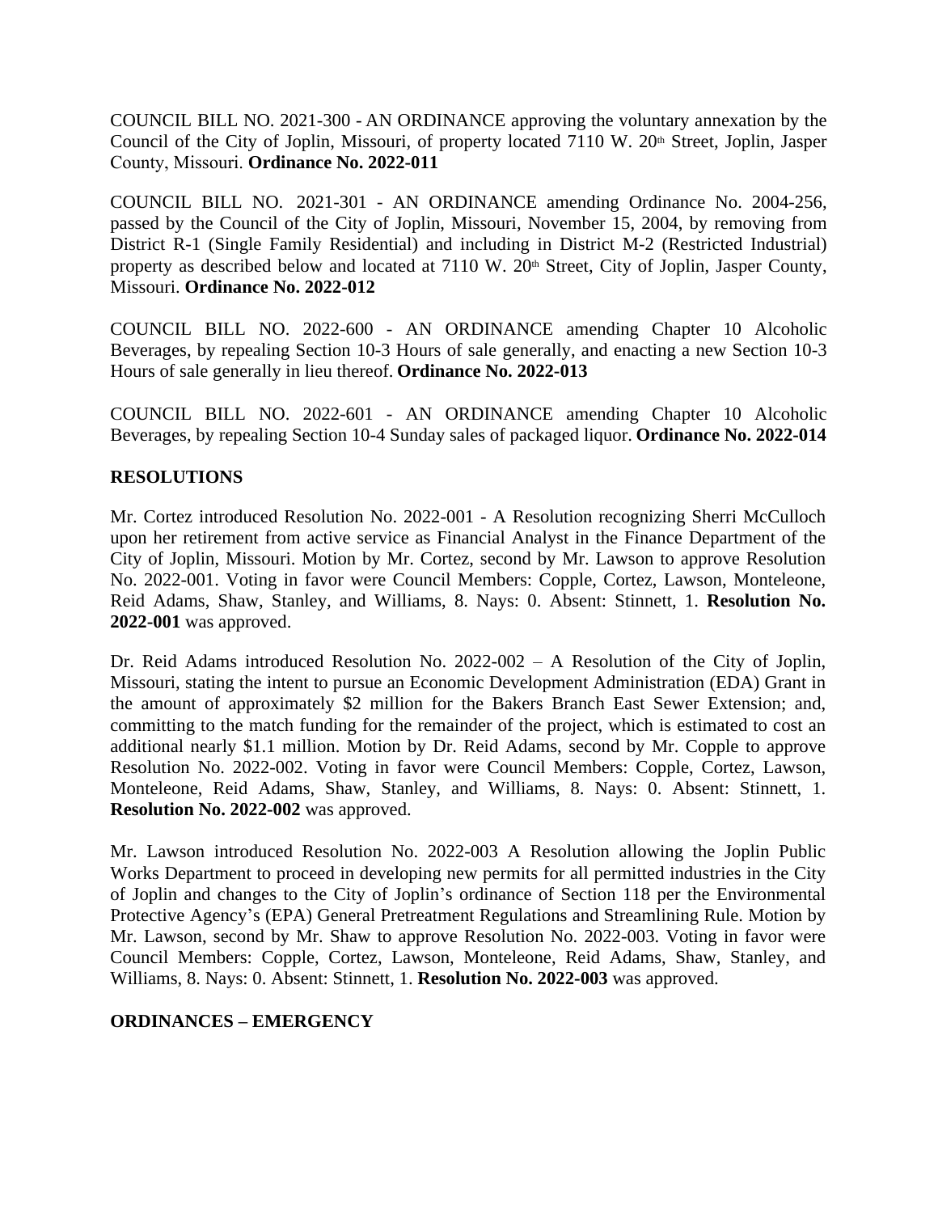COUNCIL BILL NO. 2021-300 - AN ORDINANCE approving the voluntary annexation by the Council of the City of Joplin, Missouri, of property located 7110 W. 20th Street, Joplin, Jasper County, Missouri. **Ordinance No. 2022-011**

COUNCIL BILL NO. 2021-301 - AN ORDINANCE amending Ordinance No. 2004-256, passed by the Council of the City of Joplin, Missouri, November 15, 2004, by removing from District R-1 (Single Family Residential) and including in District M-2 (Restricted Industrial) property as described below and located at 7110 W. 20th Street, City of Joplin, Jasper County, Missouri. **Ordinance No. 2022-012**

COUNCIL BILL NO. 2022-600 - AN ORDINANCE amending Chapter 10 Alcoholic Beverages, by repealing Section 10-3 Hours of sale generally, and enacting a new Section 10-3 Hours of sale generally in lieu thereof. **Ordinance No. 2022-013**

COUNCIL BILL NO. 2022-601 - AN ORDINANCE amending Chapter 10 Alcoholic Beverages, by repealing Section 10-4 Sunday sales of packaged liquor. **Ordinance No. 2022-014**

## RESOLUTIONS

Mr. Cortez introduced Resolution No. 2022-001 - A Resolution recognizing Sherri McCulloch upon her retirement from active service as Financial Analyst in the Finance Department of the City of Joplin, Missouri. Motion by Mr. Cortez, second by Mr. Lawson to approve Resolution No. 2022-001. Voting in favor were Council Members: Copple, Cortez, Lawson, Monteleone, Reid Adams, Shaw, Stanley, and Williams, 8. Nays: 0. Absent: Stinnett, 1. **Resolution No. 2022-001** was approved.

Dr. Reid Adams introduced Resolution No. 2022-002 – A Resolution of the City of Joplin, Missouri, stating the intent to pursue an Economic Development Administration (EDA) Grant in the amount of approximately $2 million for the Bakers Branch East Sewer Extension; and, committing to the match funding for the remainder of the project, which is estimated to cost an additional nearly $1.1 million. Motion by Dr. Reid Adams, second by Mr. Copple to approve Resolution No. 2022-002. Voting in favor were Council Members: Copple, Cortez, Lawson, Monteleone, Reid Adams, Shaw, Stanley, and Williams, 8. Nays: 0. Absent: Stinnett, 1. **Resolution No. 2022-002** was approved.

Mr. Lawson introduced Resolution No. 2022-003 A Resolution allowing the Joplin Public Works Department to proceed in developing new permits for all permitted industries in the City of Joplin and changes to the City of Joplin's ordinance of Section 118 per the Environmental Protective Agency's (EPA) General Pretreatment Regulations and Streamlining Rule. Motion by Mr. Lawson, second by Mr. Shaw to approve Resolution No. 2022-003. Voting in favor were Council Members: Copple, Cortez, Lawson, Monteleone, Reid Adams, Shaw, Stanley, and Williams, 8. Nays: 0. Absent: Stinnett, 1. **Resolution No. 2022-003** was approved.

## ORDINANCES – EMERGENCY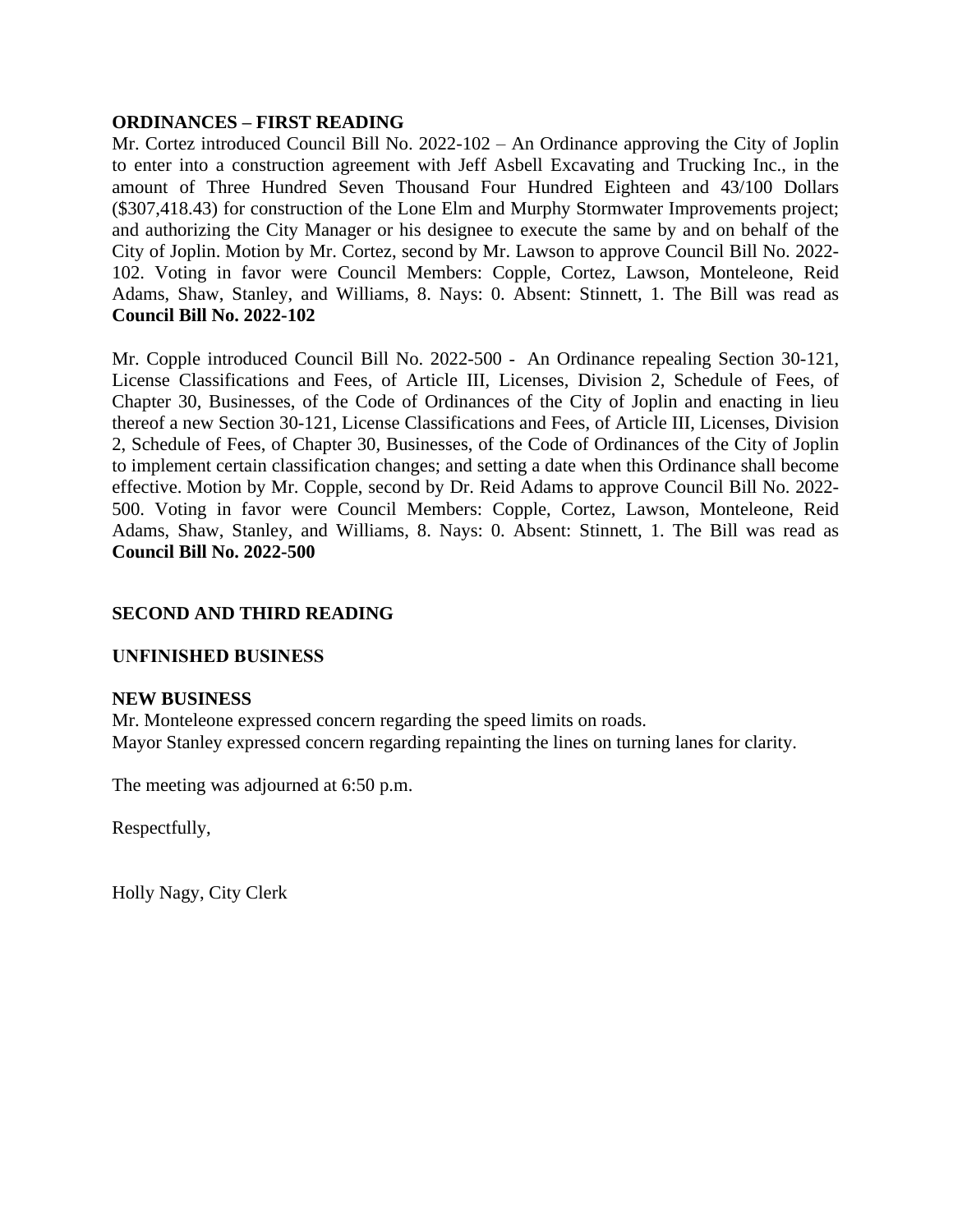**ORDINANCES – FIRST READING**

Mr. Cortez introduced Council Bill No. 2022-102 – An Ordinance approving the City of Joplin to enter into a construction agreement with Jeff Asbell Excavating and Trucking Inc., in the amount of Three Hundred Seven Thousand Four Hundred Eighteen and 43/100 Dollars ($307,418.43) for construction of the Lone Elm and Murphy Stormwater Improvements project; and authorizing the City Manager or his designee to execute the same by and on behalf of the City of Joplin. Motion by Mr. Cortez, second by Mr. Lawson to approve Council Bill No. 2022-102. Voting in favor were Council Members: Copple, Cortez, Lawson, Monteleone, Reid Adams, Shaw, Stanley, and Williams, 8. Nays: 0. Absent: Stinnett, 1. The Bill was read as **Council Bill No. 2022-102**

Mr. Copple introduced Council Bill No. 2022-500 - An Ordinance repealing Section 30-121, License Classifications and Fees, of Article III, Licenses, Division 2, Schedule of Fees, of Chapter 30, Businesses, of the Code of Ordinances of the City of Joplin and enacting in lieu thereof a new Section 30-121, License Classifications and Fees, of Article III, Licenses, Division 2, Schedule of Fees, of Chapter 30, Businesses, of the Code of Ordinances of the City of Joplin to implement certain classification changes; and setting a date when this Ordinance shall become effective. Motion by Mr. Copple, second by Dr. Reid Adams to approve Council Bill No. 2022-500. Voting in favor were Council Members: Copple, Cortez, Lawson, Monteleone, Reid Adams, Shaw, Stanley, and Williams, 8. Nays: 0. Absent: Stinnett, 1. The Bill was read as **Council Bill No. 2022-500**

**SECOND AND THIRD READING**

**UNFINISHED BUSINESS**

**NEW BUSINESS**

Mr. Monteleone expressed concern regarding the speed limits on roads.
Mayor Stanley expressed concern regarding repainting the lines on turning lanes for clarity.

The meeting was adjourned at 6:50 p.m.

Respectfully,

Holly Nagy, City Clerk